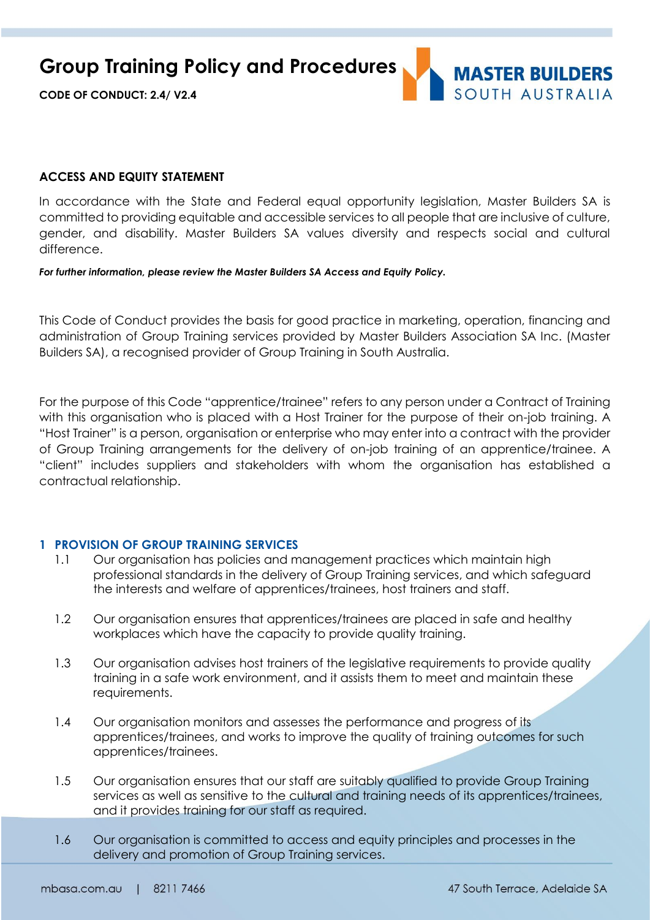# Group Training Policy and Procedures

**CODE OF CONDUCT: 2.4/ V2.4**

MASTER BUILDERS SOUTH AUSTRALIA

**ACCESS AND EQUITY STATEMENT**

In accordance with the State and Federal equal opportunity legislation, Master Builders SA is committed to providing equitable and accessible services to all people that are inclusive of culture, gender, and disability. Master Builders SA values diversity and respects social and cultural difference.

***For further information, please review the Master Builders SA Access and Equity Policy.***

This Code of Conduct provides the basis for good practice in marketing, operation, financing and administration of Group Training services provided by Master Builders Association SA Inc. (Master Builders SA), a recognised provider of Group Training in South Australia.

For the purpose of this Code "apprentice/trainee" refers to any person under a Contract of Training with this organisation who is placed with a Host Trainer for the purpose of their on-job training. A "Host Trainer" is a person, organisation or enterprise who may enter into a contract with the provider of Group Training arrangements for the delivery of on-job training of an apprentice/trainee. A "client" includes suppliers and stakeholders with whom the organisation has established a contractual relationship.

## 1 PROVISION OF GROUP TRAINING SERVICES

1.1 Our organisation has policies and management practices which maintain high professional standards in the delivery of Group Training services, and which safeguard the interests and welfare of apprentices/trainees, host trainers and staff.

1.2 Our organisation ensures that apprentices/trainees are placed in safe and healthy workplaces which have the capacity to provide quality training.

1.3 Our organisation advises host trainers of the legislative requirements to provide quality training in a safe work environment, and it assists them to meet and maintain these requirements.

1.4 Our organisation monitors and assesses the performance and progress of its apprentices/trainees, and works to improve the quality of training outcomes for such apprentices/trainees.

1.5 Our organisation ensures that our staff are suitably qualified to provide Group Training services as well as sensitive to the cultural and training needs of its apprentices/trainees, and it provides training for our staff as required.

1.6 Our organisation is committed to access and equity principles and processes in the delivery and promotion of Group Training services.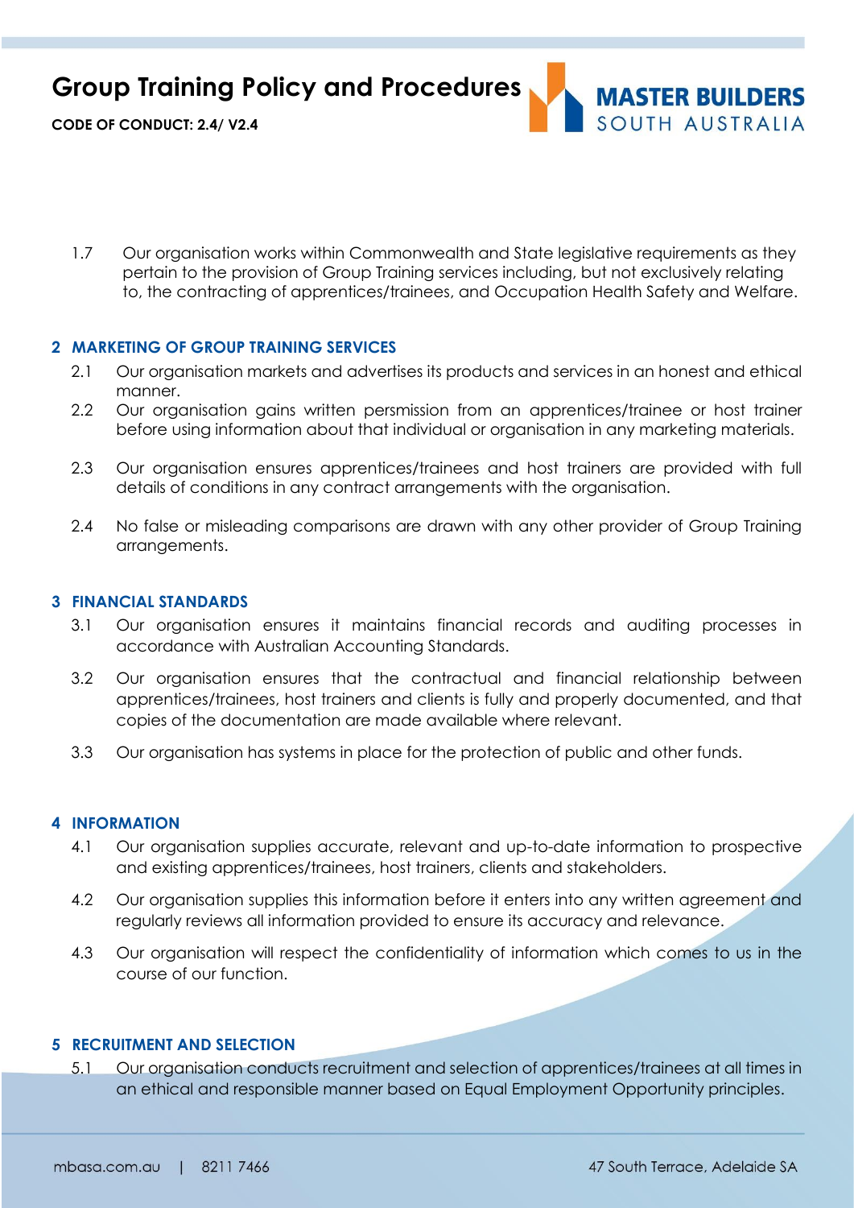1.7 Our organisation works within Commonwealth and State legislative requirements as they pertain to the provision of Group Training services including, but not exclusively relating to, the contracting of apprentices/trainees, and Occupation Health Safety and Welfare.

## 2 MARKETING OF GROUP TRAINING SERVICES

2.1 Our organisation markets and advertises its products and services in an honest and ethical manner.

2.2 Our organisation gains written persmission from an apprentices/trainee or host trainer before using information about that individual or organisation in any marketing materials.

2.3 Our organisation ensures apprentices/trainees and host trainers are provided with full details of conditions in any contract arrangements with the organisation.

2.4 No false or misleading comparisons are drawn with any other provider of Group Training arrangements.

## 3 FINANCIAL STANDARDS

3.1 Our organisation ensures it maintains financial records and auditing processes in accordance with Australian Accounting Standards.

3.2 Our organisation ensures that the contractual and financial relationship between apprentices/trainees, host trainers and clients is fully and properly documented, and that copies of the documentation are made available where relevant.

3.3 Our organisation has systems in place for the protection of public and other funds.

## 4 INFORMATION

4.1 Our organisation supplies accurate, relevant and up-to-date information to prospective and existing apprentices/trainees, host trainers, clients and stakeholders.

4.2 Our organisation supplies this information before it enters into any written agreement and regularly reviews all information provided to ensure its accuracy and relevance.

4.3 Our organisation will respect the confidentiality of information which comes to us in the course of our function.

## 5 RECRUITMENT AND SELECTION

5.1 Our organisation conducts recruitment and selection of apprentices/trainees at all times in an ethical and responsible manner based on Equal Employment Opportunity principles.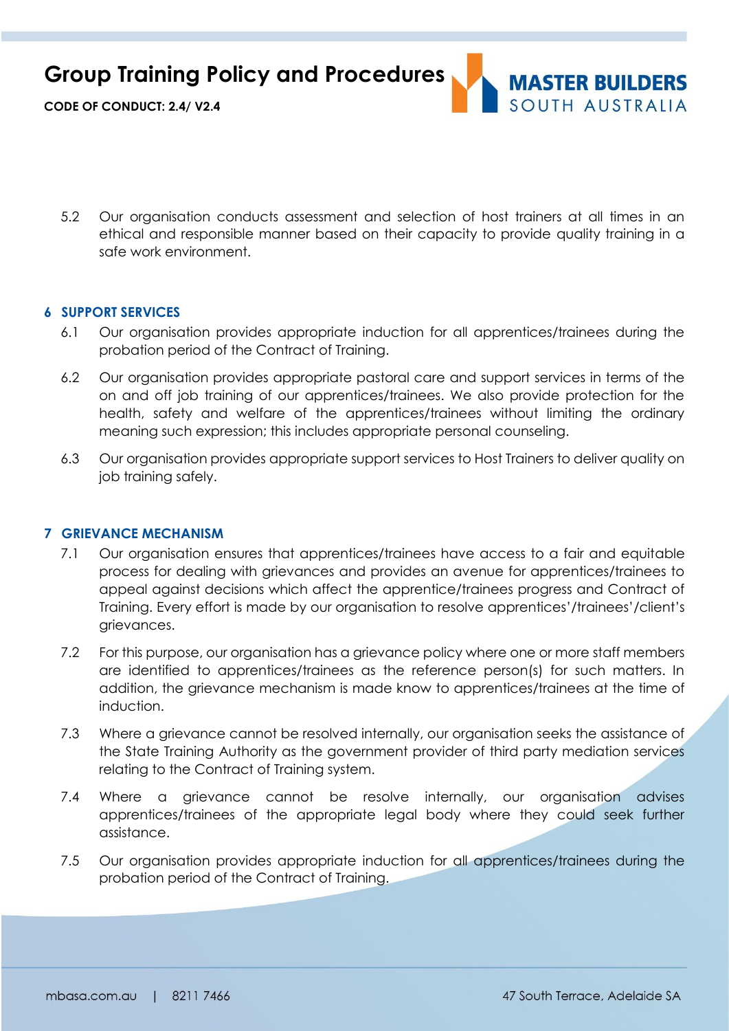5.2 Our organisation conducts assessment and selection of host trainers at all times in an ethical and responsible manner based on their capacity to provide quality training in a safe work environment.

## 6 SUPPORT SERVICES

6.1 Our organisation provides appropriate induction for all apprentices/trainees during the probation period of the Contract of Training.

6.2 Our organisation provides appropriate pastoral care and support services in terms of the on and off job training of our apprentices/trainees. We also provide protection for the health, safety and welfare of the apprentices/trainees without limiting the ordinary meaning such expression; this includes appropriate personal counseling.

6.3 Our organisation provides appropriate support services to Host Trainers to deliver quality on job training safely.

## 7 GRIEVANCE MECHANISM

7.1 Our organisation ensures that apprentices/trainees have access to a fair and equitable process for dealing with grievances and provides an avenue for apprentices/trainees to appeal against decisions which affect the apprentice/trainees progress and Contract of Training. Every effort is made by our organisation to resolve apprentices'/trainees'/client's grievances.

7.2 For this purpose, our organisation has a grievance policy where one or more staff members are identified to apprentices/trainees as the reference person(s) for such matters. In addition, the grievance mechanism is made know to apprentices/trainees at the time of induction.

7.3 Where a grievance cannot be resolved internally, our organisation seeks the assistance of the State Training Authority as the government provider of third party mediation services relating to the Contract of Training system.

7.4 Where a grievance cannot be resolve internally, our organisation advises apprentices/trainees of the appropriate legal body where they could seek further assistance.

7.5 Our organisation provides appropriate induction for all apprentices/trainees during the probation period of the Contract of Training.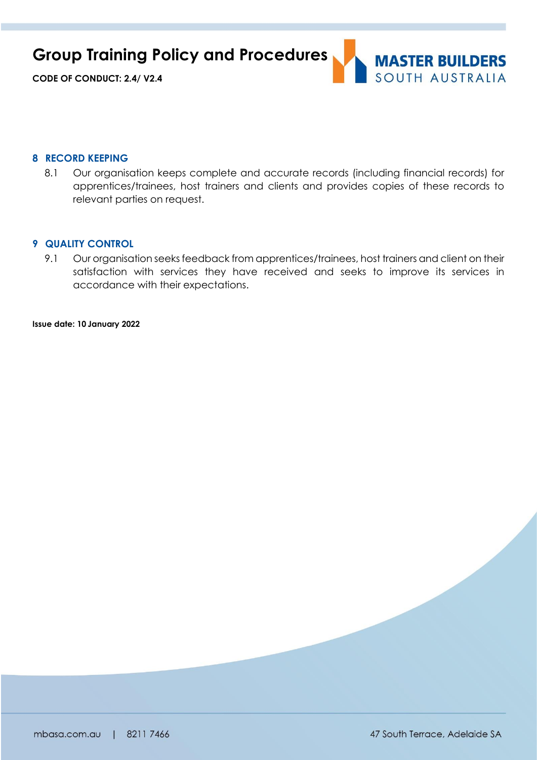## 8 RECORD KEEPING

8.1 Our organisation keeps complete and accurate records (including financial records) for apprentices/trainees, host trainers and clients and provides copies of these records to relevant parties on request.

## 9 QUALITY CONTROL

9.1 Our organisation seeks feedback from apprentices/trainees, host trainers and client on their satisfaction with services they have received and seeks to improve its services in accordance with their expectations.

**Issue date: 10 January 2022**